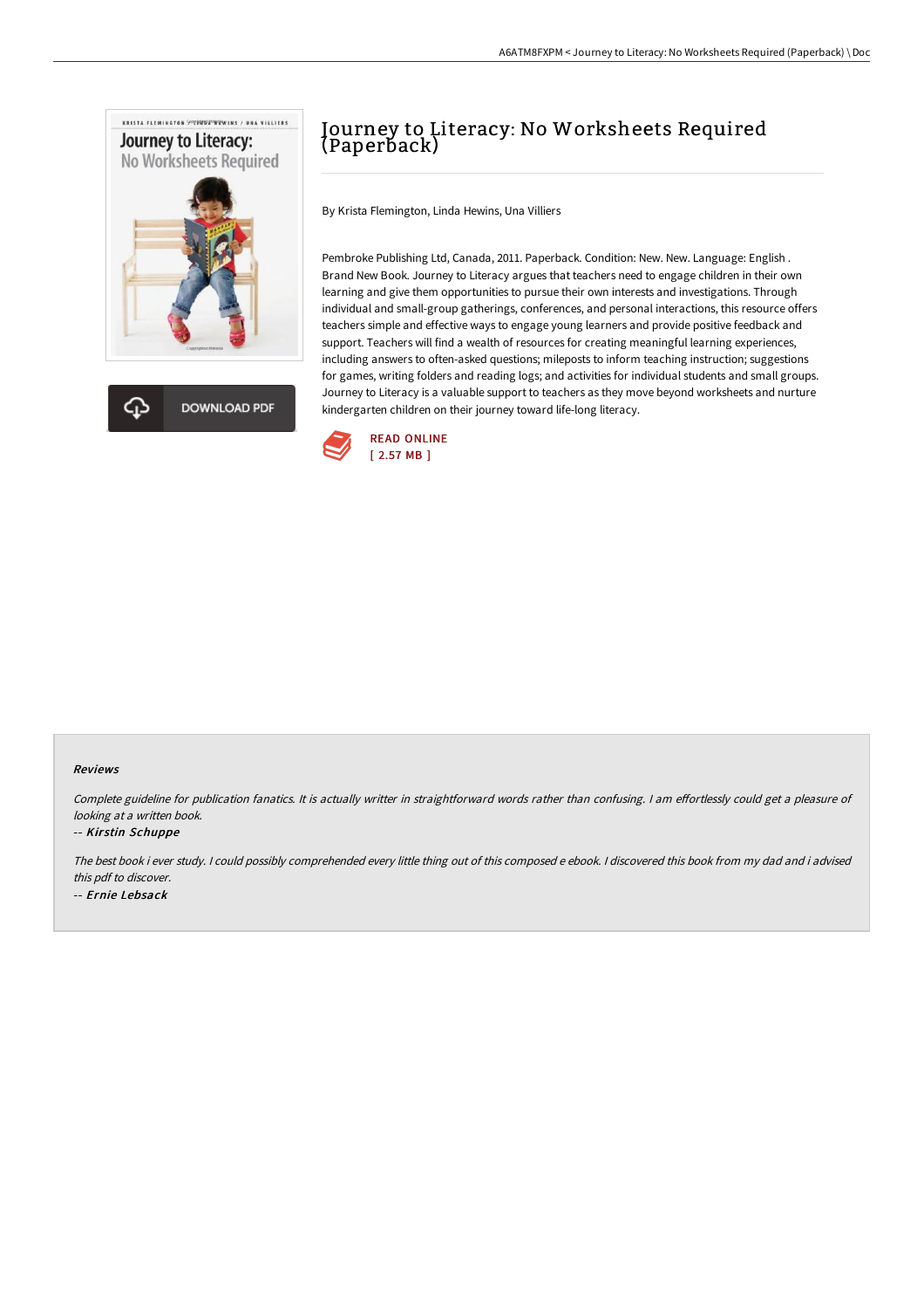# Journey to Literacy: No Worksheets Required (Paperback)

By Krista Flemington, Linda Hewins, Una Villiers

Pembroke Publishing Ltd, Canada, 2011. Paperback. Condition: New. New. Language: English . Brand New Book. Journey to Literacy argues that teachers need to engage children in their own learning and give them opportunities to pursue their own interests and investigations. Through individual and small-group gatherings, conferences, and personal interactions, this resource offers teachers simple and effective ways to engage young learners and provide positive feedback and support. Teachers will find a wealth of resources for creating meaningful learning experiences, including answers to often-asked questions; mileposts to inform teaching instruction; suggestions for games, writing folders and reading logs; and activities for individual students and small groups. Journey to Literacy is a valuable support to teachers as they move beyond worksheets and nurture kindergarten children on their journey toward life-long literacy.

DOWNLOAD PDF

READ ONLINE
[ 2.57 MB ]

### Reviews

*Complete guideline for publication fanatics. It is actually writter in straightforward words rather than confusing. I am effortlessly could get a pleasure of looking at a written book.*

-- *Kirstin Schuppe*

*The best book i ever study. I could possibly comprehended every little thing out of this composed e ebook. I discovered this book from my dad and i advised this pdf to discover.*

-- *Ernie Lebsack*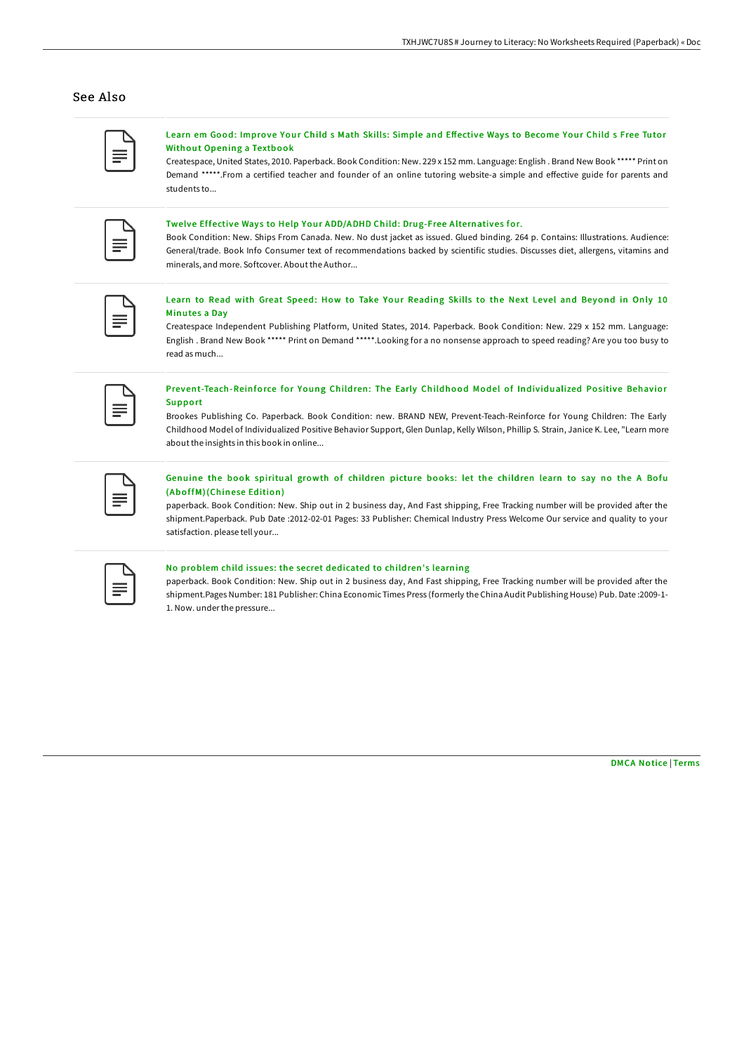## See Also

**Learn em Good: Improve Your Child s Math Skills: Simple and Effective Ways to Become Your Child s Free Tutor Without Opening a Textbook**

Createspace, United States, 2010. Paperback. Book Condition: New. 229 x 152 mm. Language: English . Brand New Book ***** Print on Demand *****.From a certified teacher and founder of an online tutoring website-a simple and effective guide for parents and students to...

**Twelve Effective Ways to Help Your ADD/ADHD Child: Drug-Free Alternatives for.**

Book Condition: New. Ships From Canada. New. No dust jacket as issued. Glued binding. 264 p. Contains: Illustrations. Audience: General/trade. Book Info Consumer text of recommendations backed by scientific studies. Discusses diet, allergens, vitamins and minerals, and more. Softcover. About the Author...

**Learn to Read with Great Speed: How to Take Your Reading Skills to the Next Level and Beyond in Only 10 Minutes a Day**

Createspace Independent Publishing Platform, United States, 2014. Paperback. Book Condition: New. 229 x 152 mm. Language: English . Brand New Book ***** Print on Demand *****.Looking for a no nonsense approach to speed reading? Are you too busy to read as much...

**Prevent-Teach-Reinforce for Young Children: The Early Childhood Model of Individualized Positive Behavior Support**

Brookes Publishing Co. Paperback. Book Condition: new. BRAND NEW, Prevent-Teach-Reinforce for Young Children: The Early Childhood Model of Individualized Positive Behavior Support, Glen Dunlap, Kelly Wilson, Phillip S. Strain, Janice K. Lee, "Learn more about the insights in this book in online...

**Genuine the book spiritual growth of children picture books: let the children learn to say no the A Bofu (AboffM)(Chinese Edition)**

paperback. Book Condition: New. Ship out in 2 business day, And Fast shipping, Free Tracking number will be provided after the shipment.Paperback. Pub Date :2012-02-01 Pages: 33 Publisher: Chemical Industry Press Welcome Our service and quality to your satisfaction. please tell your...

**No problem child issues: the secret dedicated to children's learning**

paperback. Book Condition: New. Ship out in 2 business day, And Fast shipping, Free Tracking number will be provided after the shipment.Pages Number: 181 Publisher: China Economic Times Press (formerly the China Audit Publishing House) Pub. Date :2009-1-1. Now. under the pressure...